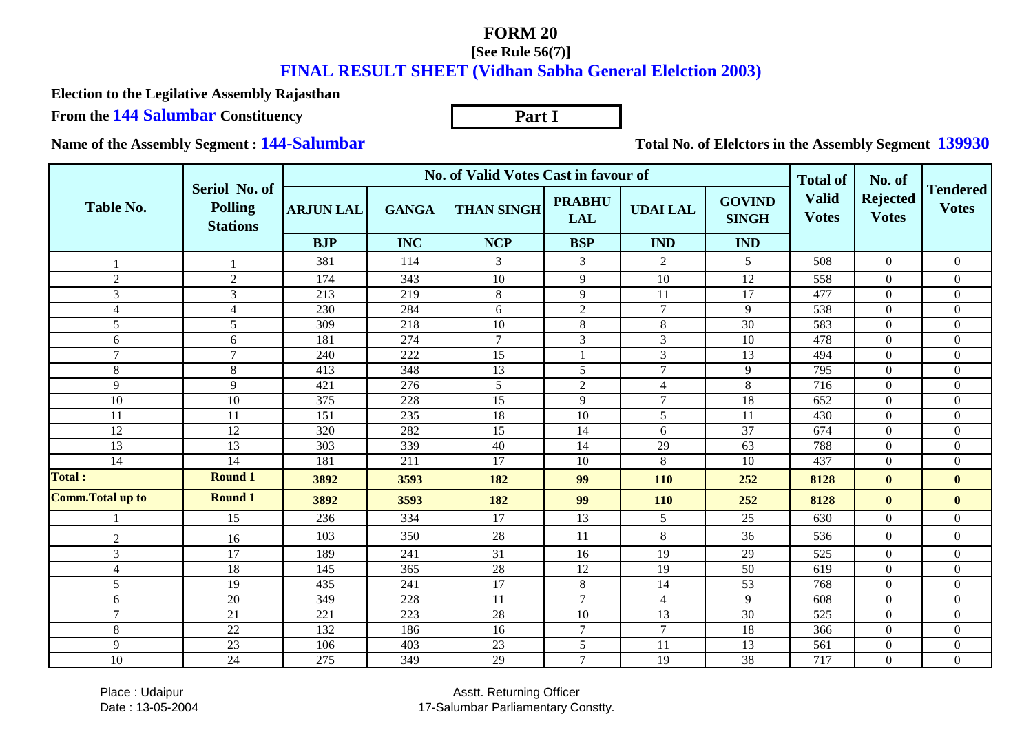# FORM 20

**[See Rule 56(7)]**

## FINAL RESULT SHEET (Vidhan Sabha General Elelction 2003)

**Election to the Legilative Assembly Rajasthan**

**From the 144 Salumbar Constituency**

**Part I**

**Name of the Assembly Segment : 144-Salumbar**

**Total No. of Elelctors in the Assembly Segment 139930**

| Table No. | Seriol No. of Polling Stations | No. of Valid Votes Cast in favour of | | | | | | Total of Valid Votes | No. of Rejected Votes | Tendered Votes |
|---|---|---|---|---|---|---|---|---|---|---|
| | | ARJUN LAL | GANGA | THAN SINGH | PRABHU LAL | UDAI LAL | GOVIND SINGH | | | |
| | | BJP | INC | NCP | BSP | IND | IND | | | |
| 1 | 1 | 381 | 114 | 3 | 3 | 2 | 5 | 508 | 0 | 0 |
| 2 | 2 | 174 | 343 | 10 | 9 | 10 | 12 | 558 | 0 | 0 |
| 3 | 3 | 213 | 219 | 8 | 9 | 11 | 17 | 477 | 0 | 0 |
| 4 | 4 | 230 | 284 | 6 | 2 | 7 | 9 | 538 | 0 | 0 |
| 5 | 5 | 309 | 218 | 10 | 8 | 8 | 30 | 583 | 0 | 0 |
| 6 | 6 | 181 | 274 | 7 | 3 | 3 | 10 | 478 | 0 | 0 |
| 7 | 7 | 240 | 222 | 15 | 1 | 3 | 13 | 494 | 0 | 0 |
| 8 | 8 | 413 | 348 | 13 | 5 | 7 | 9 | 795 | 0 | 0 |
| 9 | 9 | 421 | 276 | 5 | 2 | 4 | 8 | 716 | 0 | 0 |
| 10 | 10 | 375 | 228 | 15 | 9 | 7 | 18 | 652 | 0 | 0 |
| 11 | 11 | 151 | 235 | 18 | 10 | 5 | 11 | 430 | 0 | 0 |
| 12 | 12 | 320 | 282 | 15 | 14 | 6 | 37 | 674 | 0 | 0 |
| 13 | 13 | 303 | 339 | 40 | 14 | 29 | 63 | 788 | 0 | 0 |
| 14 | 14 | 181 | 211 | 17 | 10 | 8 | 10 | 437 | 0 | 0 |
| **Total :** | **Round 1** | **3892** | **3593** | **182** | **99** | **110** | **252** | **8128** | **0** | **0** |
| **Comm.Total up to** | **Round 1** | **3892** | **3593** | **182** | **99** | **110** | **252** | **8128** | **0** | **0** |
| 1 | 15 | 236 | 334 | 17 | 13 | 5 | 25 | 630 | 0 | 0 |
| 2 | 16 | 103 | 350 | 28 | 11 | 8 | 36 | 536 | 0 | 0 |
| 3 | 17 | 189 | 241 | 31 | 16 | 19 | 29 | 525 | 0 | 0 |
| 4 | 18 | 145 | 365 | 28 | 12 | 19 | 50 | 619 | 0 | 0 |
| 5 | 19 | 435 | 241 | 17 | 8 | 14 | 53 | 768 | 0 | 0 |
| 6 | 20 | 349 | 228 | 11 | 7 | 4 | 9 | 608 | 0 | 0 |
| 7 | 21 | 221 | 223 | 28 | 10 | 13 | 30 | 525 | 0 | 0 |
| 8 | 22 | 132 | 186 | 16 | 7 | 7 | 18 | 366 | 0 | 0 |
| 9 | 23 | 106 | 403 | 23 | 5 | 11 | 13 | 561 | 0 | 0 |
| 10 | 24 | 275 | 349 | 29 | 7 | 19 | 38 | 717 | 0 | 0 |

Place : Udaipur
Date : 13-05-2004

Asstt. Returning Officer
17-Salumbar Parliamentary Constty.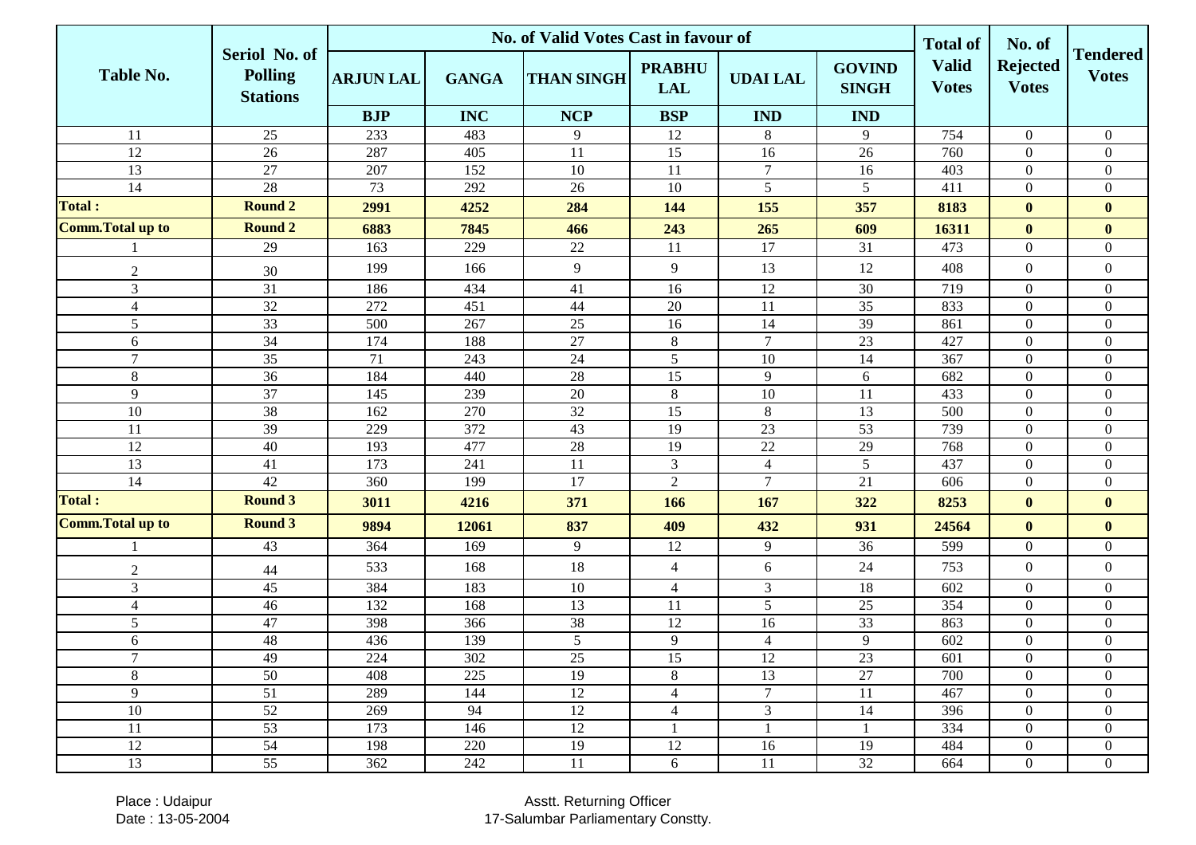| Table No. | Seriol No. of Polling Stations | No. of Valid Votes Cast in favour of | | | | | | Total of Valid Votes | No. of Rejected Votes | Tendered Votes |
|---|---|---|---|---|---|---|---|---|---|---|
| | | ARJUN LAL | GANGA | THAN SINGH | PRABHU LAL | UDAI LAL | GOVIND SINGH | | | |
| | | BJP | INC | NCP | BSP | IND | IND | | | |
| 11 | 25 | 233 | 483 | 9 | 12 | 8 | 9 | 754 | 0 | 0 |
| 12 | 26 | 287 | 405 | 11 | 15 | 16 | 26 | 760 | 0 | 0 |
| 13 | 27 | 207 | 152 | 10 | 11 | 7 | 16 | 403 | 0 | 0 |
| 14 | 28 | 73 | 292 | 26 | 10 | 5 | 5 | 411 | 0 | 0 |
| **Total :** | **Round 2** | **2991** | **4252** | **284** | **144** | **155** | **357** | **8183** | **0** | **0** |
| **Comm.Total up to** | **Round 2** | **6883** | **7845** | **466** | **243** | **265** | **609** | **16311** | **0** | **0** |
| 1 | 29 | 163 | 229 | 22 | 11 | 17 | 31 | 473 | 0 | 0 |
| 2 | 30 | 199 | 166 | 9 | 9 | 13 | 12 | 408 | 0 | 0 |
| 3 | 31 | 186 | 434 | 41 | 16 | 12 | 30 | 719 | 0 | 0 |
| 4 | 32 | 272 | 451 | 44 | 20 | 11 | 35 | 833 | 0 | 0 |
| 5 | 33 | 500 | 267 | 25 | 16 | 14 | 39 | 861 | 0 | 0 |
| 6 | 34 | 174 | 188 | 27 | 8 | 7 | 23 | 427 | 0 | 0 |
| 7 | 35 | 71 | 243 | 24 | 5 | 10 | 14 | 367 | 0 | 0 |
| 8 | 36 | 184 | 440 | 28 | 15 | 9 | 6 | 682 | 0 | 0 |
| 9 | 37 | 145 | 239 | 20 | 8 | 10 | 11 | 433 | 0 | 0 |
| 10 | 38 | 162 | 270 | 32 | 15 | 8 | 13 | 500 | 0 | 0 |
| 11 | 39 | 229 | 372 | 43 | 19 | 23 | 53 | 739 | 0 | 0 |
| 12 | 40 | 193 | 477 | 28 | 19 | 22 | 29 | 768 | 0 | 0 |
| 13 | 41 | 173 | 241 | 11 | 3 | 4 | 5 | 437 | 0 | 0 |
| 14 | 42 | 360 | 199 | 17 | 2 | 7 | 21 | 606 | 0 | 0 |
| **Total :** | **Round 3** | **3011** | **4216** | **371** | **166** | **167** | **322** | **8253** | **0** | **0** |
| **Comm.Total up to** | **Round 3** | **9894** | **12061** | **837** | **409** | **432** | **931** | **24564** | **0** | **0** |
| 1 | 43 | 364 | 169 | 9 | 12 | 9 | 36 | 599 | 0 | 0 |
| 2 | 44 | 533 | 168 | 18 | 4 | 6 | 24 | 753 | 0 | 0 |
| 3 | 45 | 384 | 183 | 10 | 4 | 3 | 18 | 602 | 0 | 0 |
| 4 | 46 | 132 | 168 | 13 | 11 | 5 | 25 | 354 | 0 | 0 |
| 5 | 47 | 398 | 366 | 38 | 12 | 16 | 33 | 863 | 0 | 0 |
| 6 | 48 | 436 | 139 | 5 | 9 | 4 | 9 | 602 | 0 | 0 |
| 7 | 49 | 224 | 302 | 25 | 15 | 12 | 23 | 601 | 0 | 0 |
| 8 | 50 | 408 | 225 | 19 | 8 | 13 | 27 | 700 | 0 | 0 |
| 9 | 51 | 289 | 144 | 12 | 4 | 7 | 11 | 467 | 0 | 0 |
| 10 | 52 | 269 | 94 | 12 | 4 | 3 | 14 | 396 | 0 | 0 |
| 11 | 53 | 173 | 146 | 12 | 1 | 1 | 1 | 334 | 0 | 0 |
| 12 | 54 | 198 | 220 | 19 | 12 | 16 | 19 | 484 | 0 | 0 |
| 13 | 55 | 362 | 242 | 11 | 6 | 11 | 32 | 664 | 0 | 0 |

Place : Udaipur
Date : 13-05-2004

Asstt. Returning Officer
17-Salumbar Parliamentary Constty.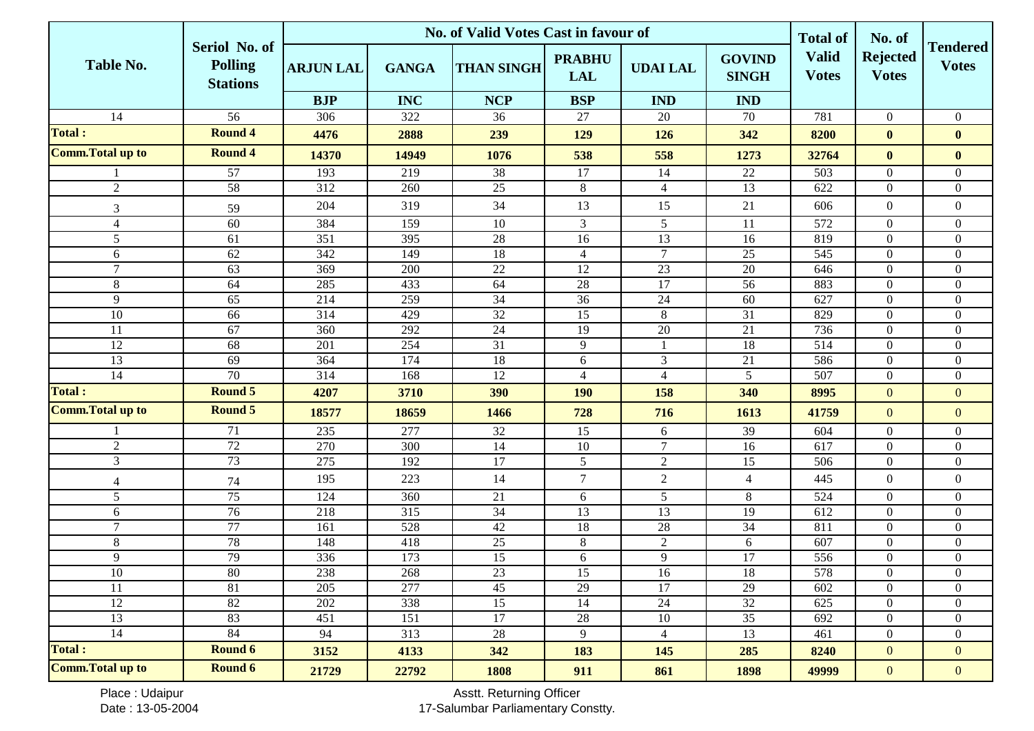| Table No. | Seriol No. of Polling Stations | No. of Valid Votes Cast in favour of | | | | | | Total of Valid Votes | No. of Rejected Votes | Tendered Votes |
|---|---|---|---|---|---|---|---|---|---|---|
| | | ARJUN LAL | GANGA | THAN SINGH | PRABHU LAL | UDAI LAL | GOVIND SINGH | | | |
| | | BJP | INC | NCP | BSP | IND | IND | | | |
| 14 | 56 | 306 | 322 | 36 | 27 | 20 | 70 | 781 | 0 | 0 |
| **Total :** | **Round 4** | **4476** | **2888** | **239** | **129** | **126** | **342** | **8200** | **0** | **0** |
| **Comm.Total up to** | **Round 4** | **14370** | **14949** | **1076** | **538** | **558** | **1273** | **32764** | **0** | **0** |
| 1 | 57 | 193 | 219 | 38 | 17 | 14 | 22 | 503 | 0 | 0 |
| 2 | 58 | 312 | 260 | 25 | 8 | 4 | 13 | 622 | 0 | 0 |
| 3 | 59 | 204 | 319 | 34 | 13 | 15 | 21 | 606 | 0 | 0 |
| 4 | 60 | 384 | 159 | 10 | 3 | 5 | 11 | 572 | 0 | 0 |
| 5 | 61 | 351 | 395 | 28 | 16 | 13 | 16 | 819 | 0 | 0 |
| 6 | 62 | 342 | 149 | 18 | 4 | 7 | 25 | 545 | 0 | 0 |
| 7 | 63 | 369 | 200 | 22 | 12 | 23 | 20 | 646 | 0 | 0 |
| 8 | 64 | 285 | 433 | 64 | 28 | 17 | 56 | 883 | 0 | 0 |
| 9 | 65 | 214 | 259 | 34 | 36 | 24 | 60 | 627 | 0 | 0 |
| 10 | 66 | 314 | 429 | 32 | 15 | 8 | 31 | 829 | 0 | 0 |
| 11 | 67 | 360 | 292 | 24 | 19 | 20 | 21 | 736 | 0 | 0 |
| 12 | 68 | 201 | 254 | 31 | 9 | 1 | 18 | 514 | 0 | 0 |
| 13 | 69 | 364 | 174 | 18 | 6 | 3 | 21 | 586 | 0 | 0 |
| 14 | 70 | 314 | 168 | 12 | 4 | 4 | 5 | 507 | 0 | 0 |
| **Total :** | **Round 5** | **4207** | **3710** | **390** | **190** | **158** | **340** | **8995** | 0 | 0 |
| **Comm.Total up to** | **Round 5** | **18577** | **18659** | **1466** | **728** | **716** | **1613** | **41759** | 0 | 0 |
| 1 | 71 | 235 | 277 | 32 | 15 | 6 | 39 | 604 | 0 | 0 |
| 2 | 72 | 270 | 300 | 14 | 10 | 7 | 16 | 617 | 0 | 0 |
| 3 | 73 | 275 | 192 | 17 | 5 | 2 | 15 | 506 | 0 | 0 |
| 4 | 74 | 195 | 223 | 14 | 7 | 2 | 4 | 445 | 0 | 0 |
| 5 | 75 | 124 | 360 | 21 | 6 | 5 | 8 | 524 | 0 | 0 |
| 6 | 76 | 218 | 315 | 34 | 13 | 13 | 19 | 612 | 0 | 0 |
| 7 | 77 | 161 | 528 | 42 | 18 | 28 | 34 | 811 | 0 | 0 |
| 8 | 78 | 148 | 418 | 25 | 8 | 2 | 6 | 607 | 0 | 0 |
| 9 | 79 | 336 | 173 | 15 | 6 | 9 | 17 | 556 | 0 | 0 |
| 10 | 80 | 238 | 268 | 23 | 15 | 16 | 18 | 578 | 0 | 0 |
| 11 | 81 | 205 | 277 | 45 | 29 | 17 | 29 | 602 | 0 | 0 |
| 12 | 82 | 202 | 338 | 15 | 14 | 24 | 32 | 625 | 0 | 0 |
| 13 | 83 | 451 | 151 | 17 | 28 | 10 | 35 | 692 | 0 | 0 |
| 14 | 84 | 94 | 313 | 28 | 9 | 4 | 13 | 461 | 0 | 0 |
| **Total :** | **Round 6** | **3152** | **4133** | **342** | **183** | **145** | **285** | **8240** | 0 | 0 |
| **Comm.Total up to** | **Round 6** | **21729** | **22792** | **1808** | **911** | **861** | **1898** | **49999** | 0 | 0 |

Place : Udaipur
Date : 13-05-2004

Asstt. Returning Officer
17-Salumbar Parliamentary Constty.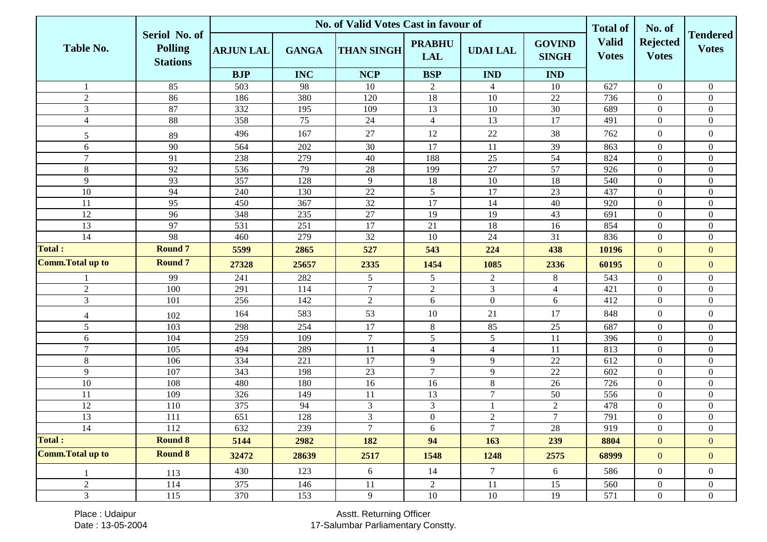| Table No. | Seriol No. of Polling Stations | No. of Valid Votes Cast in favour of | | | | | | Total of Valid Votes | No. of Rejected Votes | Tendered Votes |
|---|---|---|---|---|---|---|---|---|---|---|
| | | ARJUN LAL | GANGA | THAN SINGH | PRABHU LAL | UDAI LAL | GOVIND SINGH | | | |
| | | BJP | INC | NCP | BSP | IND | IND | | | |
| 1 | 85 | 503 | 98 | 10 | 2 | 4 | 10 | 627 | 0 | 0 |
| 2 | 86 | 186 | 380 | 120 | 18 | 10 | 22 | 736 | 0 | 0 |
| 3 | 87 | 332 | 195 | 109 | 13 | 10 | 30 | 689 | 0 | 0 |
| 4 | 88 | 358 | 75 | 24 | 4 | 13 | 17 | 491 | 0 | 0 |
| 5 | 89 | 496 | 167 | 27 | 12 | 22 | 38 | 762 | 0 | 0 |
| 6 | 90 | 564 | 202 | 30 | 17 | 11 | 39 | 863 | 0 | 0 |
| 7 | 91 | 238 | 279 | 40 | 188 | 25 | 54 | 824 | 0 | 0 |
| 8 | 92 | 536 | 79 | 28 | 199 | 27 | 57 | 926 | 0 | 0 |
| 9 | 93 | 357 | 128 | 9 | 18 | 10 | 18 | 540 | 0 | 0 |
| 10 | 94 | 240 | 130 | 22 | 5 | 17 | 23 | 437 | 0 | 0 |
| 11 | 95 | 450 | 367 | 32 | 17 | 14 | 40 | 920 | 0 | 0 |
| 12 | 96 | 348 | 235 | 27 | 19 | 19 | 43 | 691 | 0 | 0 |
| 13 | 97 | 531 | 251 | 17 | 21 | 18 | 16 | 854 | 0 | 0 |
| 14 | 98 | 460 | 279 | 32 | 10 | 24 | 31 | 836 | 0 | 0 |
| **Total :** | **Round 7** | **5599** | **2865** | **527** | **543** | **224** | **438** | **10196** | 0 | 0 |
| **Comm.Total up to** | **Round 7** | **27328** | **25657** | **2335** | **1454** | **1085** | **2336** | **60195** | 0 | 0 |
| 1 | 99 | 241 | 282 | 5 | 5 | 2 | 8 | 543 | 0 | 0 |
| 2 | 100 | 291 | 114 | 7 | 2 | 3 | 4 | 421 | 0 | 0 |
| 3 | 101 | 256 | 142 | 2 | 6 | 0 | 6 | 412 | 0 | 0 |
| 4 | 102 | 164 | 583 | 53 | 10 | 21 | 17 | 848 | 0 | 0 |
| 5 | 103 | 298 | 254 | 17 | 8 | 85 | 25 | 687 | 0 | 0 |
| 6 | 104 | 259 | 109 | 7 | 5 | 5 | 11 | 396 | 0 | 0 |
| 7 | 105 | 494 | 289 | 11 | 4 | 4 | 11 | 813 | 0 | 0 |
| 8 | 106 | 334 | 221 | 17 | 9 | 9 | 22 | 612 | 0 | 0 |
| 9 | 107 | 343 | 198 | 23 | 7 | 9 | 22 | 602 | 0 | 0 |
| 10 | 108 | 480 | 180 | 16 | 16 | 8 | 26 | 726 | 0 | 0 |
| 11 | 109 | 326 | 149 | 11 | 13 | 7 | 50 | 556 | 0 | 0 |
| 12 | 110 | 375 | 94 | 3 | 3 | 1 | 2 | 478 | 0 | 0 |
| 13 | 111 | 651 | 128 | 3 | 0 | 2 | 7 | 791 | 0 | 0 |
| 14 | 112 | 632 | 239 | 7 | 6 | 7 | 28 | 919 | 0 | 0 |
| **Total :** | **Round 8** | **5144** | **2982** | **182** | **94** | **163** | **239** | **8804** | 0 | 0 |
| **Comm.Total up to** | **Round 8** | **32472** | **28639** | **2517** | **1548** | **1248** | **2575** | **68999** | 0 | 0 |
| 1 | 113 | 430 | 123 | 6 | 14 | 7 | 6 | 586 | 0 | 0 |
| 2 | 114 | 375 | 146 | 11 | 2 | 11 | 15 | 560 | 0 | 0 |
| 3 | 115 | 370 | 153 | 9 | 10 | 10 | 19 | 571 | 0 | 0 |

Place : Udaipur
Date : 13-05-2004

Asstt. Returning Officer
17-Salumbar Parliamentary Constty.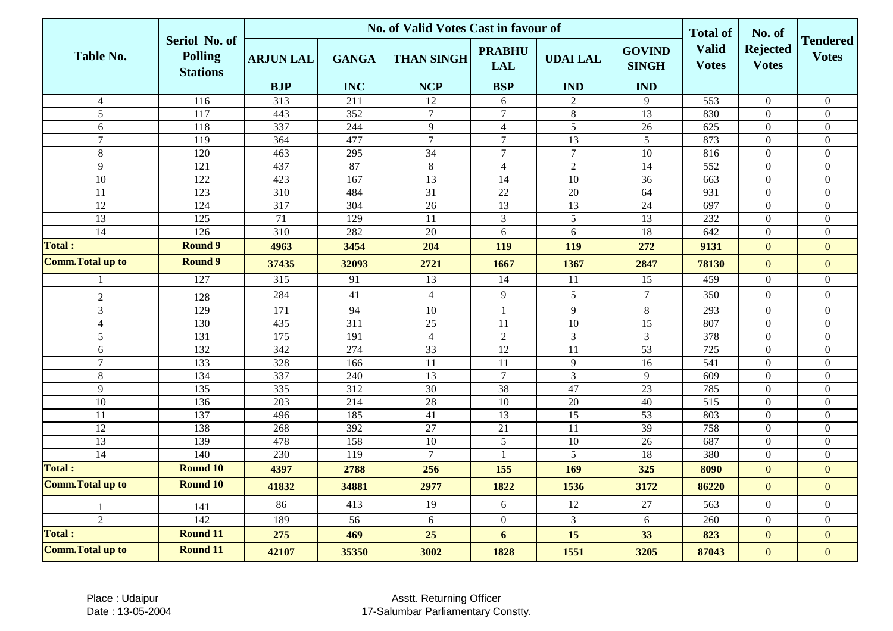| Table No. | Seriol No. of Polling Stations | No. of Valid Votes Cast in favour of | | | | | | Total of Valid Votes | No. of Rejected Votes | Tendered Votes |
|---|---|---|---|---|---|---|---|---|---|---|
| | | ARJUN LAL | GANGA | THAN SINGH | PRABHU LAL | UDAI LAL | GOVIND SINGH | | | |
| | | BJP | INC | NCP | BSP | IND | IND | | | |
| 4 | 116 | 313 | 211 | 12 | 6 | 2 | 9 | 553 | 0 | 0 |
| 5 | 117 | 443 | 352 | 7 | 7 | 8 | 13 | 830 | 0 | 0 |
| 6 | 118 | 337 | 244 | 9 | 4 | 5 | 26 | 625 | 0 | 0 |
| 7 | 119 | 364 | 477 | 7 | 7 | 13 | 5 | 873 | 0 | 0 |
| 8 | 120 | 463 | 295 | 34 | 7 | 7 | 10 | 816 | 0 | 0 |
| 9 | 121 | 437 | 87 | 8 | 4 | 2 | 14 | 552 | 0 | 0 |
| 10 | 122 | 423 | 167 | 13 | 14 | 10 | 36 | 663 | 0 | 0 |
| 11 | 123 | 310 | 484 | 31 | 22 | 20 | 64 | 931 | 0 | 0 |
| 12 | 124 | 317 | 304 | 26 | 13 | 13 | 24 | 697 | 0 | 0 |
| 13 | 125 | 71 | 129 | 11 | 3 | 5 | 13 | 232 | 0 | 0 |
| 14 | 126 | 310 | 282 | 20 | 6 | 6 | 18 | 642 | 0 | 0 |
| **Total :** | **Round 9** | **4963** | **3454** | **204** | **119** | **119** | **272** | **9131** | 0 | 0 |
| **Comm.Total up to** | **Round 9** | **37435** | **32093** | **2721** | **1667** | **1367** | **2847** | **78130** | 0 | 0 |
| 1 | 127 | 315 | 91 | 13 | 14 | 11 | 15 | 459 | 0 | 0 |
| 2 | 128 | 284 | 41 | 4 | 9 | 5 | 7 | 350 | 0 | 0 |
| 3 | 129 | 171 | 94 | 10 | 1 | 9 | 8 | 293 | 0 | 0 |
| 4 | 130 | 435 | 311 | 25 | 11 | 10 | 15 | 807 | 0 | 0 |
| 5 | 131 | 175 | 191 | 4 | 2 | 3 | 3 | 378 | 0 | 0 |
| 6 | 132 | 342 | 274 | 33 | 12 | 11 | 53 | 725 | 0 | 0 |
| 7 | 133 | 328 | 166 | 11 | 11 | 9 | 16 | 541 | 0 | 0 |
| 8 | 134 | 337 | 240 | 13 | 7 | 3 | 9 | 609 | 0 | 0 |
| 9 | 135 | 335 | 312 | 30 | 38 | 47 | 23 | 785 | 0 | 0 |
| 10 | 136 | 203 | 214 | 28 | 10 | 20 | 40 | 515 | 0 | 0 |
| 11 | 137 | 496 | 185 | 41 | 13 | 15 | 53 | 803 | 0 | 0 |
| 12 | 138 | 268 | 392 | 27 | 21 | 11 | 39 | 758 | 0 | 0 |
| 13 | 139 | 478 | 158 | 10 | 5 | 10 | 26 | 687 | 0 | 0 |
| 14 | 140 | 230 | 119 | 7 | 1 | 5 | 18 | 380 | 0 | 0 |
| **Total :** | **Round 10** | **4397** | **2788** | **256** | **155** | **169** | **325** | **8090** | 0 | 0 |
| **Comm.Total up to** | **Round 10** | **41832** | **34881** | **2977** | **1822** | **1536** | **3172** | **86220** | 0 | 0 |
| 1 | 141 | 86 | 413 | 19 | 6 | 12 | 27 | 563 | 0 | 0 |
| 2 | 142 | 189 | 56 | 6 | 0 | 3 | 6 | 260 | 0 | 0 |
| **Total :** | **Round 11** | **275** | **469** | **25** | **6** | **15** | **33** | **823** | 0 | 0 |
| **Comm.Total up to** | **Round 11** | **42107** | **35350** | **3002** | **1828** | **1551** | **3205** | **87043** | 0 | 0 |

Place : Udaipur
Date : 13-05-2004

Asstt. Returning Officer
17-Salumbar Parliamentary Constty.